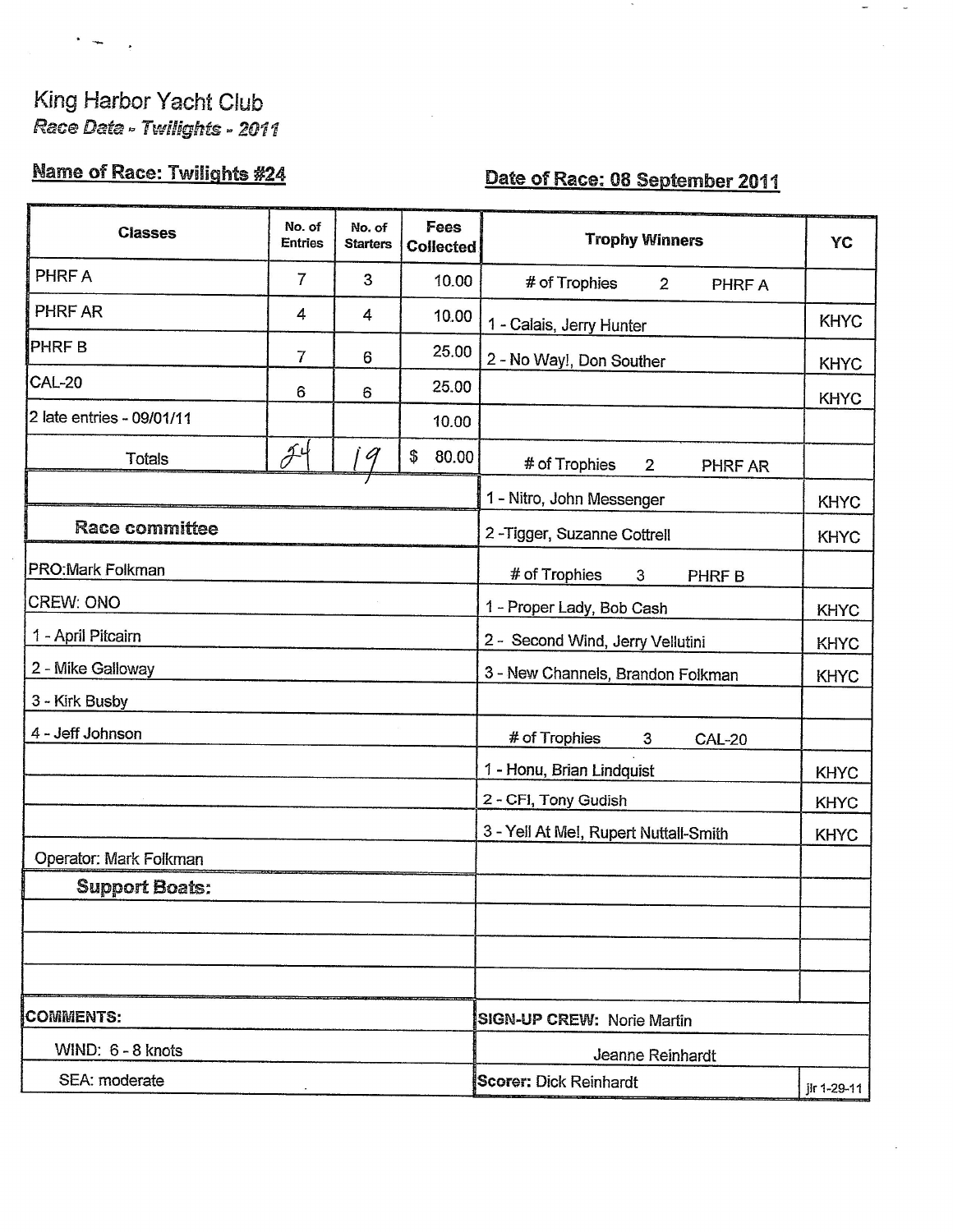King Harbor Yacht Club

*Race Data - Twilights - 2011*

**Name of Race: Twilights #24**

**Date of Race: 08 September 2011**

| Classes | No. of Entries | No. of Starters | Fees Collected |
|---|---|---|---|
| PHRF A | 7 | 3 | 10.00 |
| PHRF AR | 4 | 4 | 10.00 |
| PHRF B | 7 | 6 | 25.00 |
| CAL-20 | 6 | 6 | 25.00 |
| 2 late entries - 09/01/11 | | | 10.00 |
| Totals | 24 | 19 | $ 80.00 |

| Trophy Winners | YC |
|---|---|
| # of Trophies 2 PHRF A | |
| 1 - Calais, Jerry Hunter | KHYC |
| 2 - No Way!, Don Souther | KHYC |
| | KHYC |
| | |
| # of Trophies 2 PHRF AR | |
| 1 - Nitro, John Messenger | KHYC |
| 2 -Tigger, Suzanne Cottrell | KHYC |
| # of Trophies 3 PHRF B | |
| 1 - Proper Lady, Bob Cash | KHYC |
| 2 - Second Wind, Jerry Vellutini | KHYC |
| 3 - New Channels, Brandon Folkman | KHYC |
| | |
| # of Trophies 3 CAL-20 | |
| 1 - Honu, Brian Lindquist | KHYC |
| 2 - CFI, Tony Gudish | KHYC |
| 3 - Yell At Me!, Rupert Nuttall-Smith | KHYC |

**Race committee**

PRO: Mark Folkman

CREW: ONO

1 - April Pitcairn

2 - Mike Galloway

3 - Kirk Busby

4 - Jeff Johnson

Operator: Mark Folkman

**Support Boats:**

**COMMENTS:**

WIND: 6 - 8 knots

SEA: moderate

**SIGN-UP CREW:** Norie Martin

Jeanne Reinhardt

**Scorer:** Dick Reinhardt

jlr 1-29-11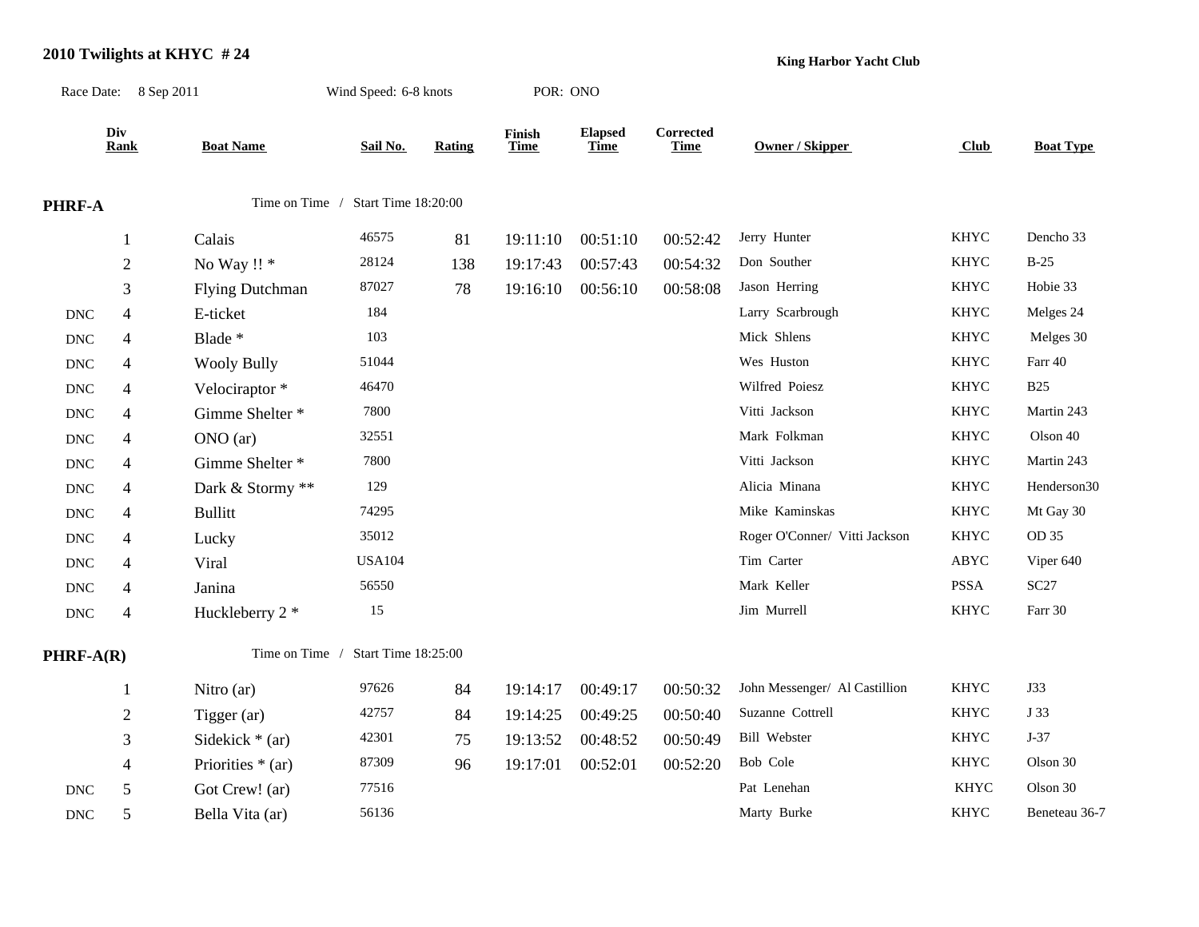# 2010 Twilights at KHYC # 24

**King Harbor Yacht Club**

Race Date: 8 Sep 2011 Wind Speed: 6-8 knots POR: ONO

## PHRF-A

Time on Time / Start Time 18:20:00

| | Div Rank | Boat Name | Sail No. | Rating | Finish Time | Elapsed Time | Corrected Time | Owner / Skipper | Club | Boat Type |
|---|---|---|---|---|---|---|---|---|---|---|
| | 1 | Calais | 46575 | 81 | 19:11:10 | 00:51:10 | 00:52:42 | Jerry Hunter | KHYC | Dencho 33 |
| | 2 | No Way !! * | 28124 | 138 | 19:17:43 | 00:57:43 | 00:54:32 | Don Souther | KHYC | B-25 |
| | 3 | Flying Dutchman | 87027 | 78 | 19:16:10 | 00:56:10 | 00:58:08 | Jason Herring | KHYC | Hobie 33 |
| DNC | 4 | E-ticket | 184 | | | | | Larry Scarbrough | KHYC | Melges 24 |
| DNC | 4 | Blade * | 103 | | | | | Mick Shlens | KHYC | Melges 30 |
| DNC | 4 | Wooly Bully | 51044 | | | | | Wes Huston | KHYC | Farr 40 |
| DNC | 4 | Velociraptor * | 46470 | | | | | Wilfred Poiesz | KHYC | B25 |
| DNC | 4 | Gimme Shelter * | 7800 | | | | | Vitti Jackson | KHYC | Martin 243 |
| DNC | 4 | ONO (ar) | 32551 | | | | | Mark Folkman | KHYC | Olson 40 |
| DNC | 4 | Gimme Shelter * | 7800 | | | | | Vitti Jackson | KHYC | Martin 243 |
| DNC | 4 | Dark & Stormy ** | 129 | | | | | Alicia Minana | KHYC | Henderson30 |
| DNC | 4 | Bullitt | 74295 | | | | | Mike Kaminskas | KHYC | Mt Gay 30 |
| DNC | 4 | Lucky | 35012 | | | | | Roger O'Conner/ Vitti Jackson | KHYC | OD 35 |
| DNC | 4 | Viral | USA104 | | | | | Tim Carter | ABYC | Viper 640 |
| DNC | 4 | Janina | 56550 | | | | | Mark Keller | PSSA | SC27 |
| DNC | 4 | Huckleberry 2 * | 15 | | | | | Jim Murrell | KHYC | Farr 30 |

## PHRF-A(R)

Time on Time / Start Time 18:25:00

| | Div Rank | Boat Name | Sail No. | Rating | Finish Time | Elapsed Time | Corrected Time | Owner / Skipper | Club | Boat Type |
|---|---|---|---|---|---|---|---|---|---|---|
| | 1 | Nitro (ar) | 97626 | 84 | 19:14:17 | 00:49:17 | 00:50:32 | John Messenger/ Al Castillion | KHYC | J33 |
| | 2 | Tigger (ar) | 42757 | 84 | 19:14:25 | 00:49:25 | 00:50:40 | Suzanne Cottrell | KHYC | J 33 |
| | 3 | Sidekick * (ar) | 42301 | 75 | 19:13:52 | 00:48:52 | 00:50:49 | Bill Webster | KHYC | J-37 |
| | 4 | Priorities * (ar) | 87309 | 96 | 19:17:01 | 00:52:01 | 00:52:20 | Bob Cole | KHYC | Olson 30 |
| DNC | 5 | Got Crew! (ar) | 77516 | | | | | Pat Lenehan | KHYC | Olson 30 |
| DNC | 5 | Bella Vita (ar) | 56136 | | | | | Marty Burke | KHYC | Beneteau 36-7 |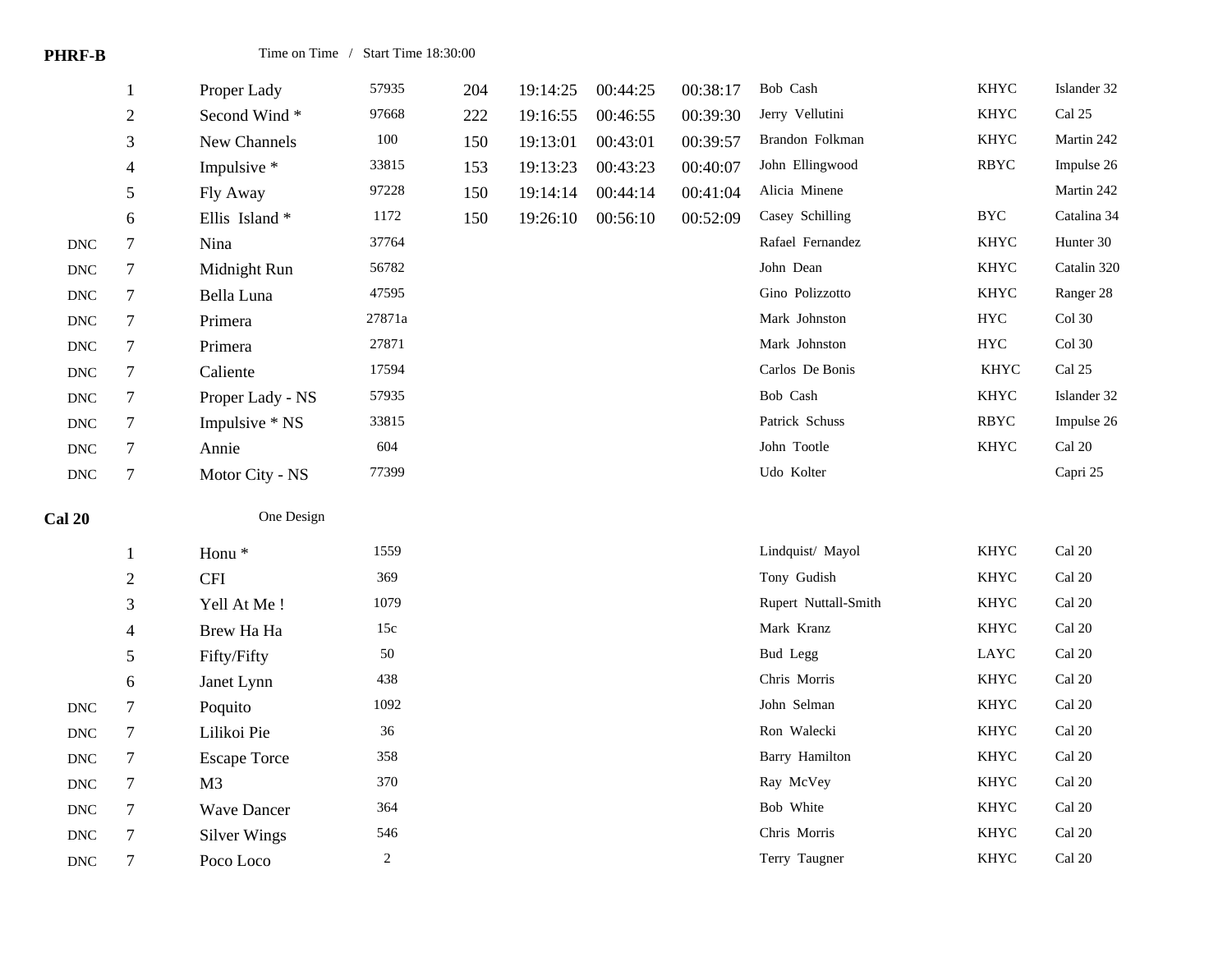**PHRF-B** Time on Time / Start Time 18:30:00

| | Place | Boat | Sail # | Rating | Finish | Elapsed | Corrected | Skipper | Club | Boat Type |
|---|---|---|---|---|---|---|---|---|---|---|
| | 1 | Proper Lady | 57935 | 204 | 19:14:25 | 00:44:25 | 00:38:17 | Bob Cash | KHYC | Islander 32 |
| | 2 | Second Wind * | 97668 | 222 | 19:16:55 | 00:46:55 | 00:39:30 | Jerry Vellutini | KHYC | Cal 25 |
| | 3 | New Channels | 100 | 150 | 19:13:01 | 00:43:01 | 00:39:57 | Brandon Folkman | KHYC | Martin 242 |
| | 4 | Impulsive * | 33815 | 153 | 19:13:23 | 00:43:23 | 00:40:07 | John Ellingwood | RBYC | Impulse 26 |
| | 5 | Fly Away | 97228 | 150 | 19:14:14 | 00:44:14 | 00:41:04 | Alicia Minene | | Martin 242 |
| | 6 | Ellis Island * | 1172 | 150 | 19:26:10 | 00:56:10 | 00:52:09 | Casey Schilling | BYC | Catalina 34 |
| DNC | 7 | Nina | 37764 | | | | | Rafael Fernandez | KHYC | Hunter 30 |
| DNC | 7 | Midnight Run | 56782 | | | | | John Dean | KHYC | Catalin 320 |
| DNC | 7 | Bella Luna | 47595 | | | | | Gino Polizzotto | KHYC | Ranger 28 |
| DNC | 7 | Primera | 27871a | | | | | Mark Johnston | HYC | Col 30 |
| DNC | 7 | Primera | 27871 | | | | | Mark Johnston | HYC | Col 30 |
| DNC | 7 | Caliente | 17594 | | | | | Carlos De Bonis | KHYC | Cal 25 |
| DNC | 7 | Proper Lady - NS | 57935 | | | | | Bob Cash | KHYC | Islander 32 |
| DNC | 7 | Impulsive * NS | 33815 | | | | | Patrick Schuss | RBYC | Impulse 26 |
| DNC | 7 | Annie | 604 | | | | | John Tootle | KHYC | Cal 20 |
| DNC | 7 | Motor City - NS | 77399 | | | | | Udo Kolter | | Capri 25 |

**Cal 20** One Design

| | Place | Boat | Sail # | Skipper | Club | Boat Type |
|---|---|---|---|---|---|---|
| | 1 | Honu * | 1559 | Lindquist/ Mayol | KHYC | Cal 20 |
| | 2 | CFI | 369 | Tony Gudish | KHYC | Cal 20 |
| | 3 | Yell At Me ! | 1079 | Rupert Nuttall-Smith | KHYC | Cal 20 |
| | 4 | Brew Ha Ha | 15c | Mark Kranz | KHYC | Cal 20 |
| | 5 | Fifty/Fifty | 50 | Bud Legg | LAYC | Cal 20 |
| | 6 | Janet Lynn | 438 | Chris Morris | KHYC | Cal 20 |
| DNC | 7 | Poquito | 1092 | John Selman | KHYC | Cal 20 |
| DNC | 7 | Lilikoi Pie | 36 | Ron Walecki | KHYC | Cal 20 |
| DNC | 7 | Escape Torce | 358 | Barry Hamilton | KHYC | Cal 20 |
| DNC | 7 | M3 | 370 | Ray McVey | KHYC | Cal 20 |
| DNC | 7 | Wave Dancer | 364 | Bob White | KHYC | Cal 20 |
| DNC | 7 | Silver Wings | 546 | Chris Morris | KHYC | Cal 20 |
| DNC | 7 | Poco Loco | 2 | Terry Taugner | KHYC | Cal 20 |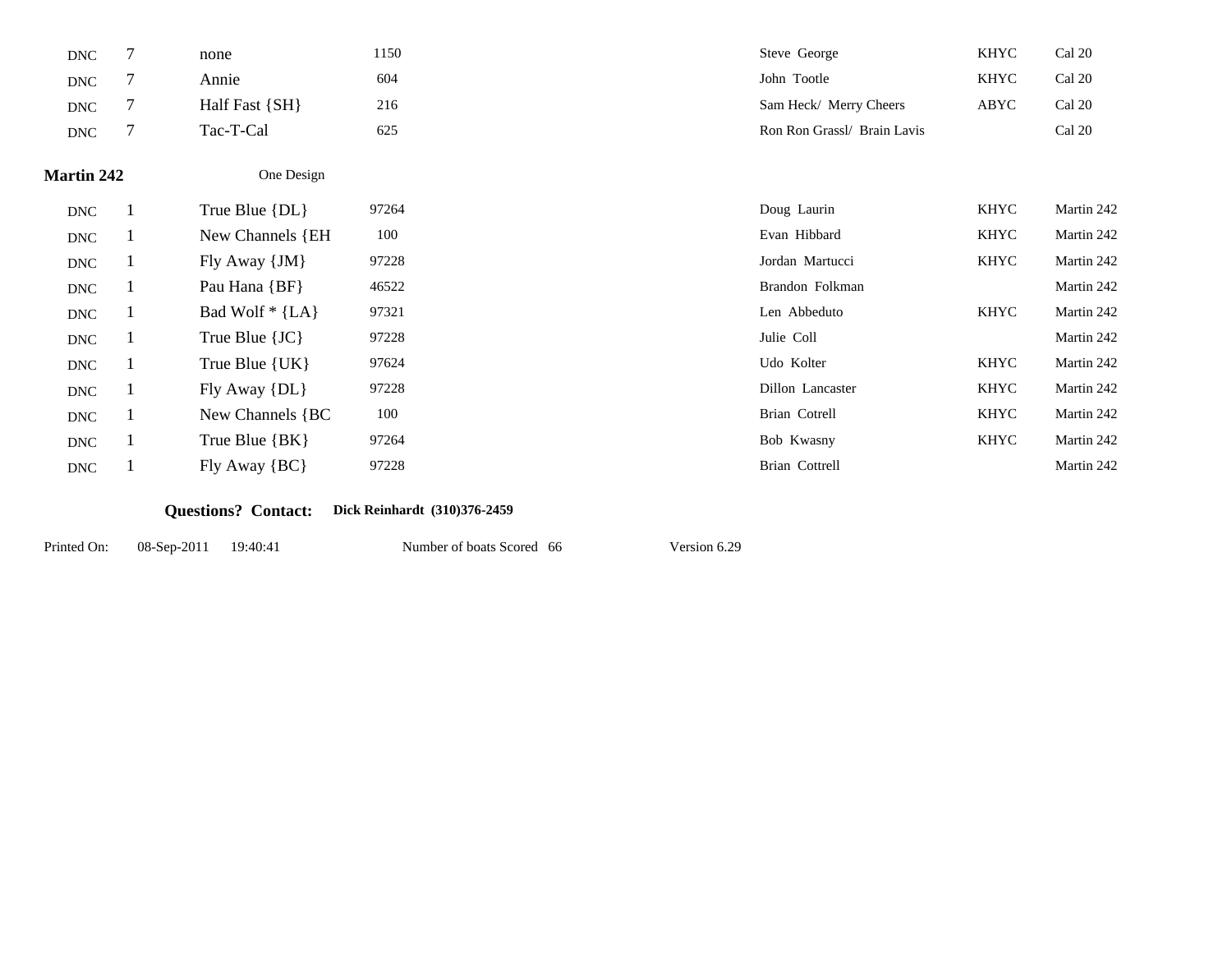| | | | | | | |
|---|---|---|---|---|---|---|
| DNC | 7 | none | 1150 | Steve George | KHYC | Cal 20 |
| DNC | 7 | Annie | 604 | John Tootle | KHYC | Cal 20 |
| DNC | 7 | Half Fast {SH} | 216 | Sam Heck/ Merry Cheers | ABYC | Cal 20 |
| DNC | 7 | Tac-T-Cal | 625 | Ron Ron Grassl/ Brain Lavis | | Cal 20 |

**Martin 242** One Design

| | | | | | | |
|---|---|---|---|---|---|---|
| DNC | 1 | True Blue {DL} | 97264 | Doug Laurin | KHYC | Martin 242 |
| DNC | 1 | New Channels {EH | 100 | Evan Hibbard | KHYC | Martin 242 |
| DNC | 1 | Fly Away {JM} | 97228 | Jordan Martucci | KHYC | Martin 242 |
| DNC | 1 | Pau Hana {BF} | 46522 | Brandon Folkman | | Martin 242 |
| DNC | 1 | Bad Wolf * {LA} | 97321 | Len Abbeduto | KHYC | Martin 242 |
| DNC | 1 | True Blue {JC} | 97228 | Julie Coll | | Martin 242 |
| DNC | 1 | True Blue {UK} | 97624 | Udo Kolter | KHYC | Martin 242 |
| DNC | 1 | Fly Away {DL} | 97228 | Dillon Lancaster | KHYC | Martin 242 |
| DNC | 1 | New Channels {BC | 100 | Brian Cotrell | KHYC | Martin 242 |
| DNC | 1 | True Blue {BK} | 97264 | Bob Kwasny | KHYC | Martin 242 |
| DNC | 1 | Fly Away {BC} | 97228 | Brian Cottrell | | Martin 242 |

**Questions? Contact:** **Dick Reinhardt (310)376-2459**

Printed On: 08-Sep-2011 19:40:41 Number of boats Scored 66 Version 6.29